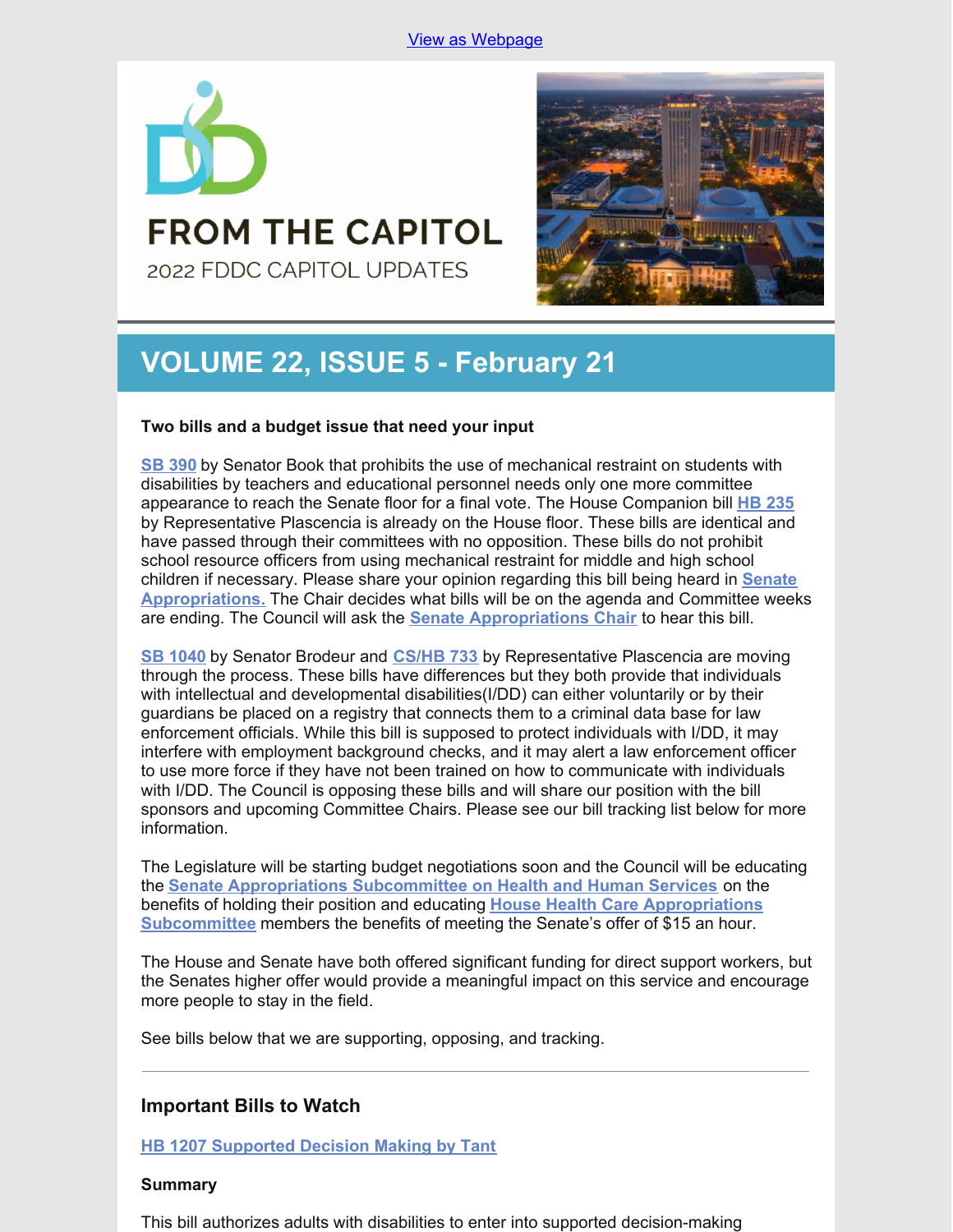View as Webpage

# FROM THE CAPITOL

2022 FDDC CAPITOL UPDATES

## VOLUME 22, ISSUE 5 - February 21

**Two bills and a budget issue that need your input**

SB 390 by Senator Book that prohibits the use of mechanical restraint on students with disabilities by teachers and educational personnel needs only one more committee appearance to reach the Senate floor for a final vote. The House Companion bill HB 235 by Representative Plascencia is already on the House floor. These bills are identical and have passed through their committees with no opposition. These bills do not prohibit school resource officers from using mechanical restraint for middle and high school children if necessary. Please share your opinion regarding this bill being heard in Senate Appropriations. The Chair decides what bills will be on the agenda and Committee weeks are ending. The Council will ask the Senate Appropriations Chair to hear this bill.

SB 1040 by Senator Brodeur and CS/HB 733 by Representative Plascencia are moving through the process. These bills have differences but they both provide that individuals with intellectual and developmental disabilities(I/DD) can either voluntarily or by their guardians be placed on a registry that connects them to a criminal data base for law enforcement officials. While this bill is supposed to protect individuals with I/DD, it may interfere with employment background checks, and it may alert a law enforcement officer to use more force if they have not been trained on how to communicate with individuals with I/DD. The Council is opposing these bills and will share our position with the bill sponsors and upcoming Committee Chairs. Please see our bill tracking list below for more information.

The Legislature will be starting budget negotiations soon and the Council will be educating the Senate Appropriations Subcommittee on Health and Human Services on the benefits of holding their position and educating House Health Care Appropriations Subcommittee members the benefits of meeting the Senate's offer of $15 an hour.

The House and Senate have both offered significant funding for direct support workers, but the Senates higher offer would provide a meaningful impact on this service and encourage more people to stay in the field.

See bills below that we are supporting, opposing, and tracking.

---

### Important Bills to Watch

**HB 1207 Supported Decision Making by Tant**

**Summary**

This bill authorizes adults with disabilities to enter into supported decision-making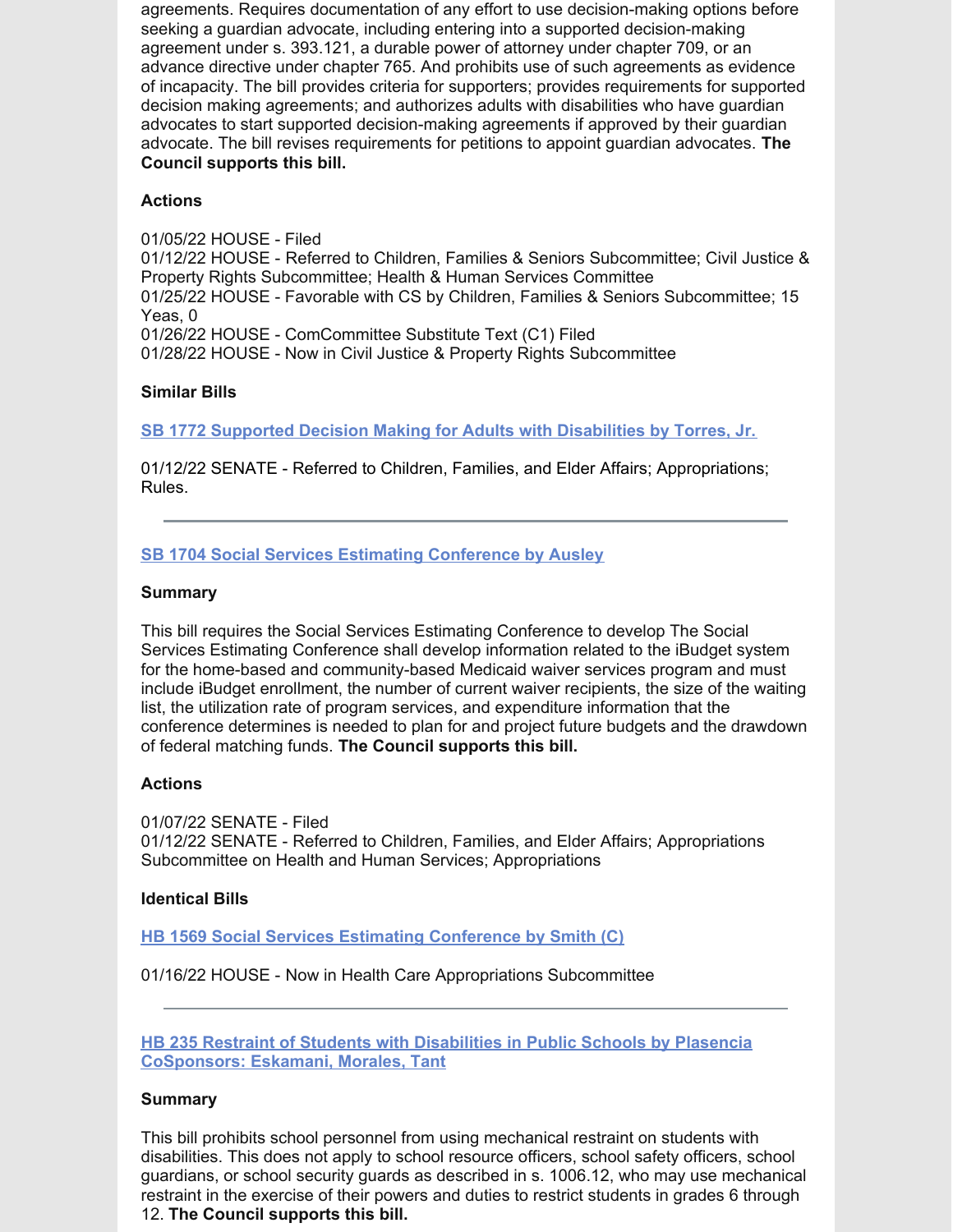agreements. Requires documentation of any effort to use decision-making options before seeking a guardian advocate, including entering into a supported decision-making agreement under s. 393.121, a durable power of attorney under chapter 709, or an advance directive under chapter 765. And prohibits use of such agreements as evidence of incapacity. The bill provides criteria for supporters; provides requirements for supported decision making agreements; and authorizes adults with disabilities who have guardian advocates to start supported decision-making agreements if approved by their guardian advocate. The bill revises requirements for petitions to appoint guardian advocates. **The Council supports this bill.**

**Actions**

01/05/22 HOUSE - Filed
01/12/22 HOUSE - Referred to Children, Families & Seniors Subcommittee; Civil Justice & Property Rights Subcommittee; Health & Human Services Committee
01/25/22 HOUSE - Favorable with CS by Children, Families & Seniors Subcommittee; 15 Yeas, 0
01/26/22 HOUSE - ComCommittee Substitute Text (C1) Filed
01/28/22 HOUSE - Now in Civil Justice & Property Rights Subcommittee

**Similar Bills**

**SB 1772 Supported Decision Making for Adults with Disabilities by Torres, Jr.**

01/12/22 SENATE - Referred to Children, Families, and Elder Affairs; Appropriations; Rules.

---

**SB 1704 Social Services Estimating Conference by Ausley**

**Summary**

This bill requires the Social Services Estimating Conference to develop The Social Services Estimating Conference shall develop information related to the iBudget system for the home-based and community-based Medicaid waiver services program and must include iBudget enrollment, the number of current waiver recipients, the size of the waiting list, the utilization rate of program services, and expenditure information that the conference determines is needed to plan for and project future budgets and the drawdown of federal matching funds. **The Council supports this bill.**

**Actions**

01/07/22 SENATE - Filed
01/12/22 SENATE - Referred to Children, Families, and Elder Affairs; Appropriations Subcommittee on Health and Human Services; Appropriations

**Identical Bills**

**HB 1569 Social Services Estimating Conference by Smith (C)**

01/16/22 HOUSE - Now in Health Care Appropriations Subcommittee

---

**HB 235 Restraint of Students with Disabilities in Public Schools by Plasencia CoSponsors: Eskamani, Morales, Tant**

**Summary**

This bill prohibits school personnel from using mechanical restraint on students with disabilities. This does not apply to school resource officers, school safety officers, school guardians, or school security guards as described in s. 1006.12, who may use mechanical restraint in the exercise of their powers and duties to restrict students in grades 6 through 12. **The Council supports this bill.**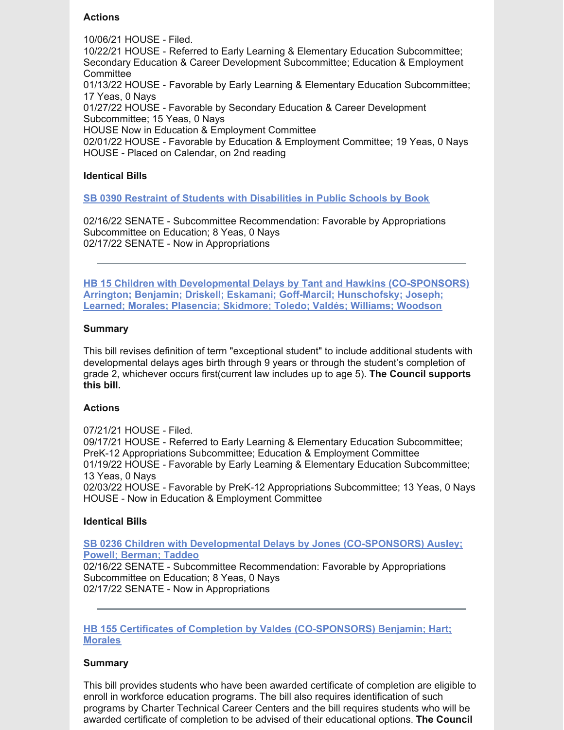**Actions**

10/06/21 HOUSE - Filed.
10/22/21 HOUSE - Referred to Early Learning & Elementary Education Subcommittee; Secondary Education & Career Development Subcommittee; Education & Employment Committee
01/13/22 HOUSE - Favorable by Early Learning & Elementary Education Subcommittee; 17 Yeas, 0 Nays
01/27/22 HOUSE - Favorable by Secondary Education & Career Development Subcommittee; 15 Yeas, 0 Nays
HOUSE Now in Education & Employment Committee
02/01/22 HOUSE - Favorable by Education & Employment Committee; 19 Yeas, 0 Nays
HOUSE - Placed on Calendar, on 2nd reading

**Identical Bills**

**SB 0390 Restraint of Students with Disabilities in Public Schools by Book**

02/16/22 SENATE - Subcommittee Recommendation: Favorable by Appropriations Subcommittee on Education; 8 Yeas, 0 Nays
02/17/22 SENATE - Now in Appropriations

---

**HB 15 Children with Developmental Delays by Tant and Hawkins (CO-SPONSORS) Arrington; Benjamin; Driskell; Eskamani; Goff-Marcil; Hunschofsky; Joseph; Learned; Morales; Plasencia; Skidmore; Toledo; Valdés; Williams; Woodson**

**Summary**

This bill revises definition of term "exceptional student" to include additional students with developmental delays ages birth through 9 years or through the student's completion of grade 2, whichever occurs first(current law includes up to age 5). **The Council supports this bill.**

**Actions**

07/21/21 HOUSE - Filed.
09/17/21 HOUSE - Referred to Early Learning & Elementary Education Subcommittee; PreK-12 Appropriations Subcommittee; Education & Employment Committee
01/19/22 HOUSE - Favorable by Early Learning & Elementary Education Subcommittee; 13 Yeas, 0 Nays
02/03/22 HOUSE - Favorable by PreK-12 Appropriations Subcommittee; 13 Yeas, 0 Nays
HOUSE - Now in Education & Employment Committee

**Identical Bills**

**SB 0236 Children with Developmental Delays by Jones (CO-SPONSORS) Ausley; Powell; Berman; Taddeo**
02/16/22 SENATE - Subcommittee Recommendation: Favorable by Appropriations Subcommittee on Education; 8 Yeas, 0 Nays
02/17/22 SENATE - Now in Appropriations

---

**HB 155 Certificates of Completion by Valdes (CO-SPONSORS) Benjamin; Hart; Morales**

**Summary**

This bill provides students who have been awarded certificate of completion are eligible to enroll in workforce education programs. The bill also requires identification of such programs by Charter Technical Career Centers and the bill requires students who will be awarded certificate of completion to be advised of their educational options. **The Council**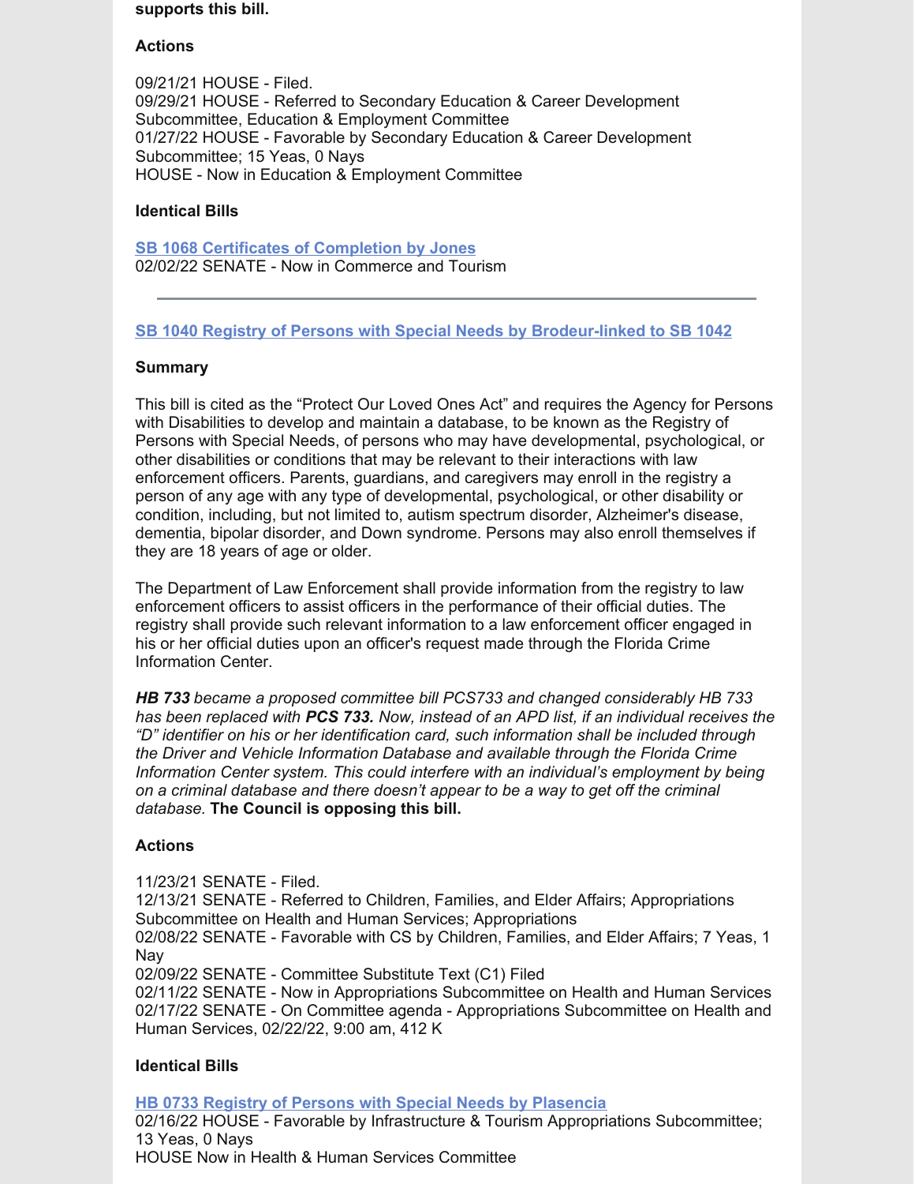**supports this bill.**

**Actions**

09/21/21 HOUSE - Filed.
09/29/21 HOUSE - Referred to Secondary Education & Career Development Subcommittee, Education & Employment Committee
01/27/22 HOUSE - Favorable by Secondary Education & Career Development Subcommittee; 15 Yeas, 0 Nays
HOUSE - Now in Education & Employment Committee

**Identical Bills**

**SB 1068 Certificates of Completion by Jones**
02/02/22 SENATE - Now in Commerce and Tourism

---

**SB 1040 Registry of Persons with Special Needs by Brodeur-linked to SB 1042**

**Summary**

This bill is cited as the "Protect Our Loved Ones Act" and requires the Agency for Persons with Disabilities to develop and maintain a database, to be known as the Registry of Persons with Special Needs, of persons who may have developmental, psychological, or other disabilities or conditions that may be relevant to their interactions with law enforcement officers. Parents, guardians, and caregivers may enroll in the registry a person of any age with any type of developmental, psychological, or other disability or condition, including, but not limited to, autism spectrum disorder, Alzheimer's disease, dementia, bipolar disorder, and Down syndrome. Persons may also enroll themselves if they are 18 years of age or older.

The Department of Law Enforcement shall provide information from the registry to law enforcement officers to assist officers in the performance of their official duties. The registry shall provide such relevant information to a law enforcement officer engaged in his or her official duties upon an officer's request made through the Florida Crime Information Center.

***HB 733** became a proposed committee bill PCS733 and changed considerably HB 733 has been replaced with **PCS 733.** Now, instead of an APD list, if an individual receives the "D" identifier on his or her identification card, such information shall be included through the Driver and Vehicle Information Database and available through the Florida Crime Information Center system. This could interfere with an individual's employment by being on a criminal database and there doesn't appear to be a way to get off the criminal database.* **The Council is opposing this bill.**

**Actions**

11/23/21 SENATE - Filed.
12/13/21 SENATE - Referred to Children, Families, and Elder Affairs; Appropriations Subcommittee on Health and Human Services; Appropriations
02/08/22 SENATE - Favorable with CS by Children, Families, and Elder Affairs; 7 Yeas, 1 Nay
02/09/22 SENATE - Committee Substitute Text (C1) Filed
02/11/22 SENATE - Now in Appropriations Subcommittee on Health and Human Services
02/17/22 SENATE - On Committee agenda - Appropriations Subcommittee on Health and Human Services, 02/22/22, 9:00 am, 412 K

**Identical Bills**

**HB 0733 Registry of Persons with Special Needs by Plasencia**
02/16/22 HOUSE - Favorable by Infrastructure & Tourism Appropriations Subcommittee; 13 Yeas, 0 Nays
HOUSE Now in Health & Human Services Committee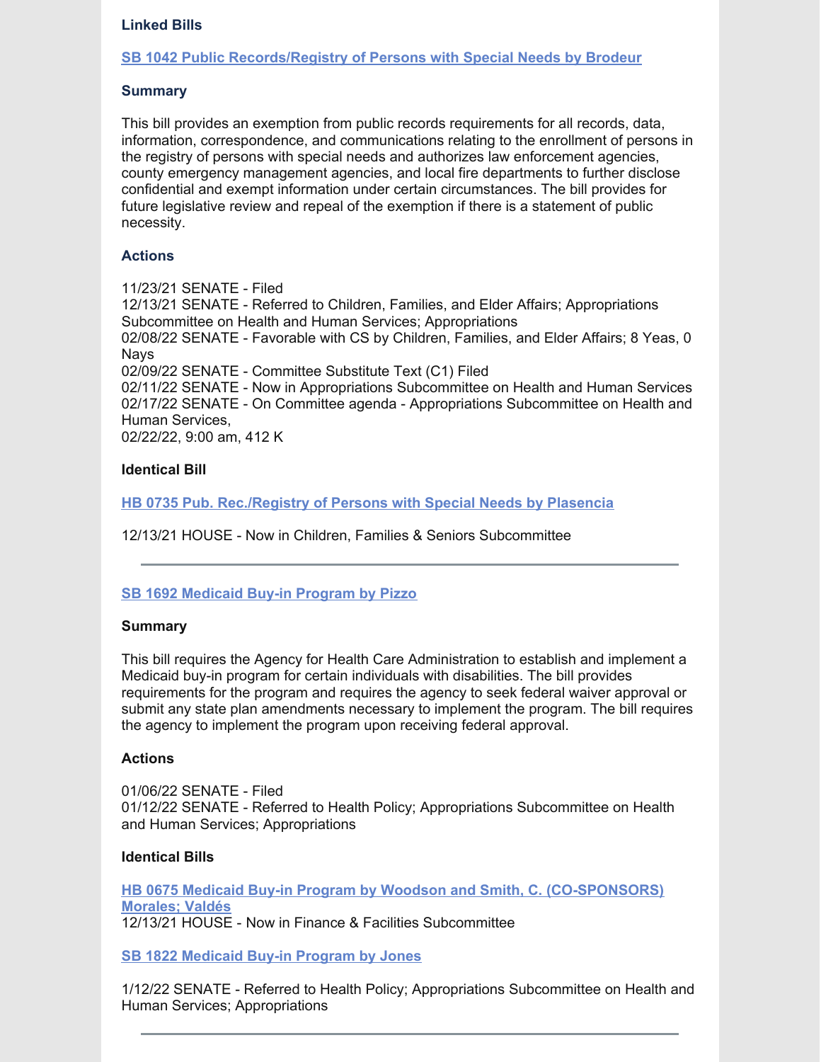**Linked Bills**

**[SB 1042 Public Records/Registry of Persons with Special Needs by Brodeur]**

**Summary**

This bill provides an exemption from public records requirements for all records, data, information, correspondence, and communications relating to the enrollment of persons in the registry of persons with special needs and authorizes law enforcement agencies, county emergency management agencies, and local fire departments to further disclose confidential and exempt information under certain circumstances. The bill provides for future legislative review and repeal of the exemption if there is a statement of public necessity.

**Actions**

11/23/21 SENATE - Filed
12/13/21 SENATE - Referred to Children, Families, and Elder Affairs; Appropriations Subcommittee on Health and Human Services; Appropriations
02/08/22 SENATE - Favorable with CS by Children, Families, and Elder Affairs; 8 Yeas, 0 Nays
02/09/22 SENATE - Committee Substitute Text (C1) Filed
02/11/22 SENATE - Now in Appropriations Subcommittee on Health and Human Services
02/17/22 SENATE - On Committee agenda - Appropriations Subcommittee on Health and Human Services,
02/22/22, 9:00 am, 412 K

**Identical Bill**

**[HB 0735 Pub. Rec./Registry of Persons with Special Needs by Plasencia]**

12/13/21 HOUSE - Now in Children, Families & Seniors Subcommittee

---

**[SB 1692 Medicaid Buy-in Program by Pizzo]**

**Summary**

This bill requires the Agency for Health Care Administration to establish and implement a Medicaid buy-in program for certain individuals with disabilities. The bill provides requirements for the program and requires the agency to seek federal waiver approval or submit any state plan amendments necessary to implement the program. The bill requires the agency to implement the program upon receiving federal approval.

**Actions**

01/06/22 SENATE - Filed
01/12/22 SENATE - Referred to Health Policy; Appropriations Subcommittee on Health and Human Services; Appropriations

**Identical Bills**

**[HB 0675 Medicaid Buy-in Program by Woodson and Smith, C. (CO-SPONSORS) Morales; Valdés]**
12/13/21 HOUSE - Now in Finance & Facilities Subcommittee

**[SB 1822 Medicaid Buy-in Program by Jones]**

1/12/22 SENATE - Referred to Health Policy; Appropriations Subcommittee on Health and Human Services; Appropriations

---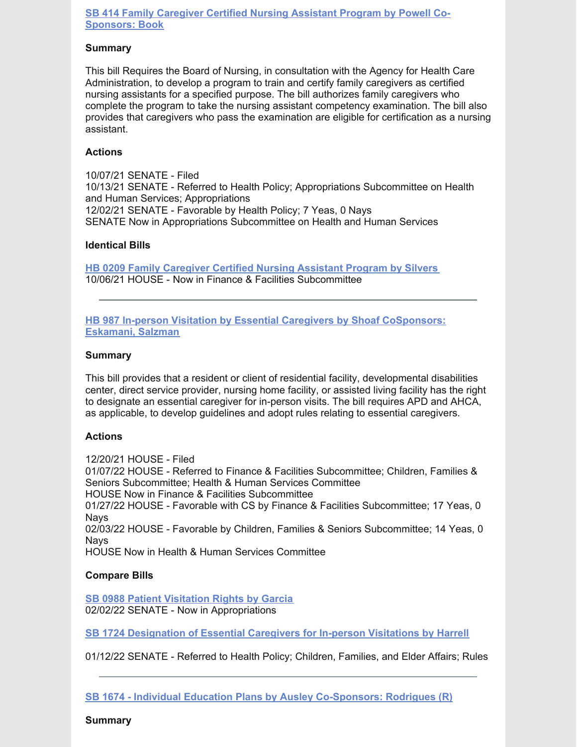[SB 414 Family Caregiver Certified Nursing Assistant Program by Powell Co-Sponsors: Book](#)

#### Summary

This bill Requires the Board of Nursing, in consultation with the Agency for Health Care Administration, to develop a program to train and certify family caregivers as certified nursing assistants for a specified purpose. The bill authorizes family caregivers who complete the program to take the nursing assistant competency examination. The bill also provides that caregivers who pass the examination are eligible for certification as a nursing assistant.

#### Actions

10/07/21 SENATE - Filed
10/13/21 SENATE - Referred to Health Policy; Appropriations Subcommittee on Health and Human Services; Appropriations
12/02/21 SENATE - Favorable by Health Policy; 7 Yeas, 0 Nays
SENATE Now in Appropriations Subcommittee on Health and Human Services

#### Identical Bills

[HB 0209 Family Caregiver Certified Nursing Assistant Program by Silvers](#)
10/06/21 HOUSE - Now in Finance & Facilities Subcommittee

---

[HB 987 In-person Visitation by Essential Caregivers by Shoaf CoSponsors: Eskamani, Salzman](#)

#### Summary

This bill provides that a resident or client of residential facility, developmental disabilities center, direct service provider, nursing home facility, or assisted living facility has the right to designate an essential caregiver for in-person visits. The bill requires APD and AHCA, as applicable, to develop guidelines and adopt rules relating to essential caregivers.

#### Actions

12/20/21 HOUSE - Filed
01/07/22 HOUSE - Referred to Finance & Facilities Subcommittee; Children, Families & Seniors Subcommittee; Health & Human Services Committee
HOUSE Now in Finance & Facilities Subcommittee
01/27/22 HOUSE - Favorable with CS by Finance & Facilities Subcommittee; 17 Yeas, 0 Nays
02/03/22 HOUSE - Favorable by Children, Families & Seniors Subcommittee; 14 Yeas, 0 Nays
HOUSE Now in Health & Human Services Committee

#### Compare Bills

[SB 0988 Patient Visitation Rights by Garcia](#)
02/02/22 SENATE - Now in Appropriations

[SB 1724 Designation of Essential Caregivers for In-person Visitations by Harrell](#)

01/12/22 SENATE - Referred to Health Policy; Children, Families, and Elder Affairs; Rules

---

[SB 1674 - Individual Education Plans by Ausley Co-Sponsors: Rodrigues (R)](#)

#### Summary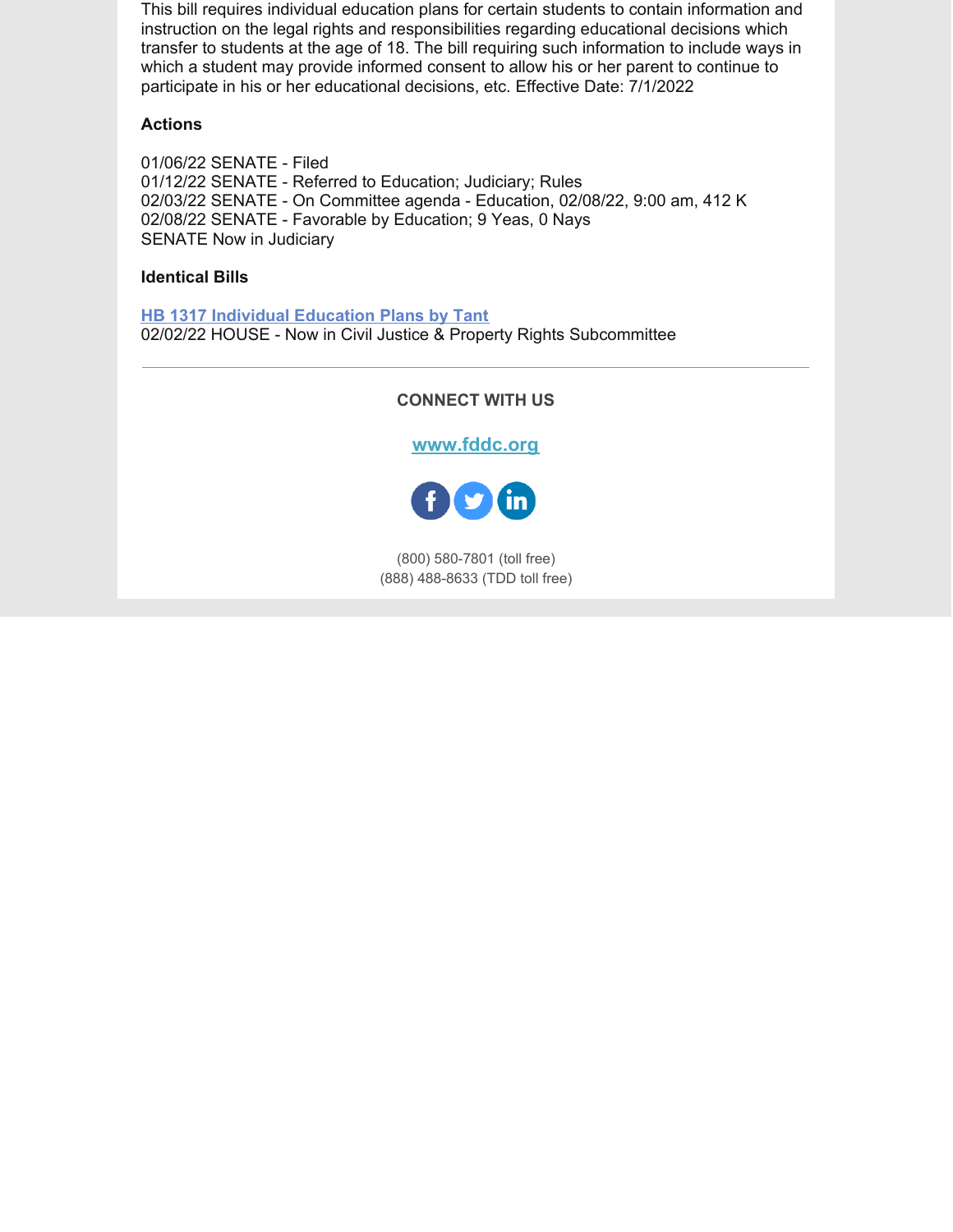This bill requires individual education plans for certain students to contain information and instruction on the legal rights and responsibilities regarding educational decisions which transfer to students at the age of 18. The bill requiring such information to include ways in which a student may provide informed consent to allow his or her parent to continue to participate in his or her educational decisions, etc. Effective Date: 7/1/2022

**Actions**

01/06/22 SENATE - Filed
01/12/22 SENATE - Referred to Education; Judiciary; Rules
02/03/22 SENATE - On Committee agenda - Education, 02/08/22, 9:00 am, 412 K
02/08/22 SENATE - Favorable by Education; 9 Yeas, 0 Nays
SENATE Now in Judiciary

**Identical Bills**

**HB 1317 Individual Education Plans by Tant**
02/02/22 HOUSE - Now in Civil Justice & Property Rights Subcommittee

---

**CONNECT WITH US**

**www.fddc.org**

(800) 580-7801 (toll free)
(888) 488-8633 (TDD toll free)